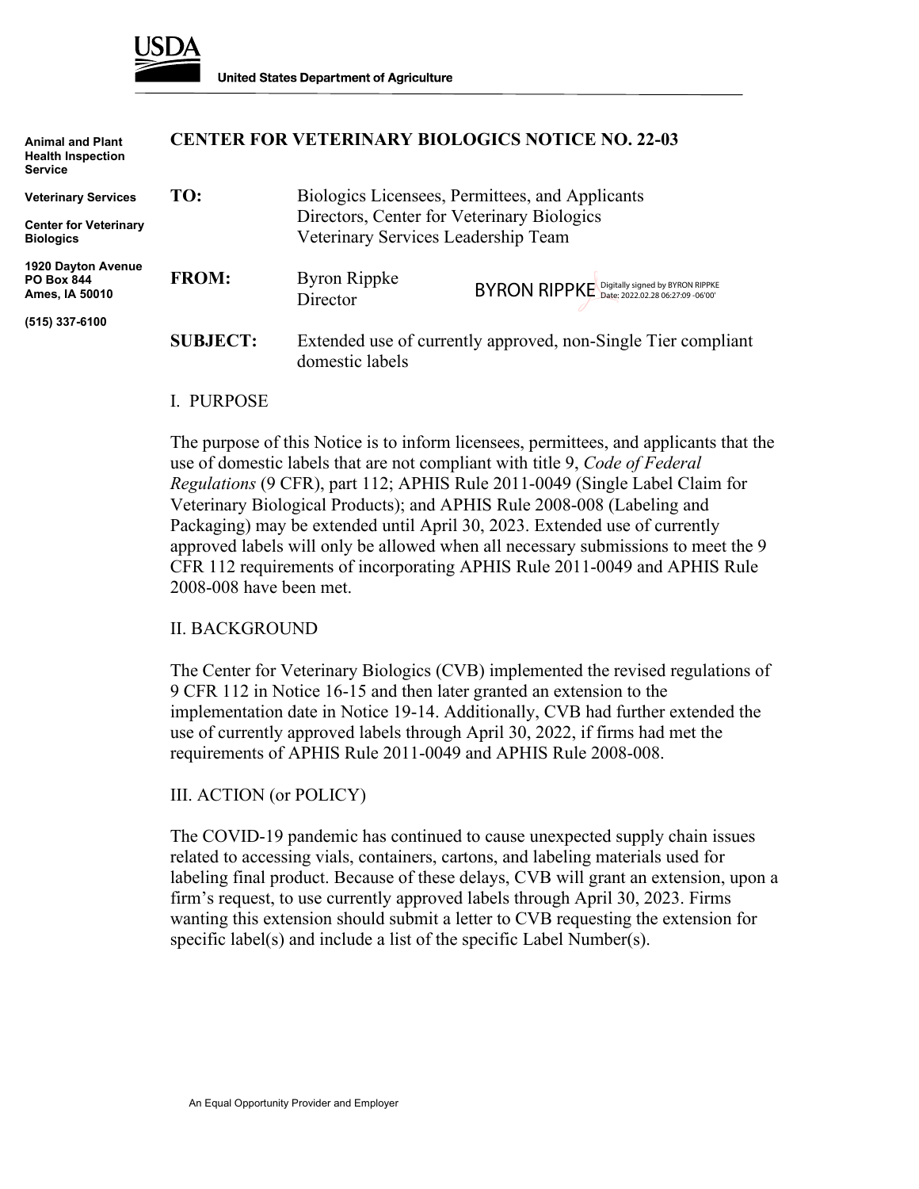**USDA**

**United States Department of Agriculture**

**Animal and Plant Health Inspection Service**

**Veterinary Services**

**Center for Veterinary Biologics**

**1920 Dayton Avenue**
**PO Box 844**
**Ames, IA 50010**

**(515) 337-6100**

# CENTER FOR VETERINARY BIOLOGICS NOTICE NO. 22-03

**TO:** Biologics Licensees, Permittees, and Applicants
Directors, Center for Veterinary Biologics
Veterinary Services Leadership Team

**FROM:** Byron Rippke
Director

BYRON RIPPKE Digitally signed by BYRON RIPPKE Date: 2022.02.28 06:27:09 -06'00'

**SUBJECT:** Extended use of currently approved, non-Single Tier compliant domestic labels

## I. PURPOSE

The purpose of this Notice is to inform licensees, permittees, and applicants that the use of domestic labels that are not compliant with title 9, *Code of Federal Regulations* (9 CFR), part 112; APHIS Rule 2011-0049 (Single Label Claim for Veterinary Biological Products); and APHIS Rule 2008-008 (Labeling and Packaging) may be extended until April 30, 2023. Extended use of currently approved labels will only be allowed when all necessary submissions to meet the 9 CFR 112 requirements of incorporating APHIS Rule 2011-0049 and APHIS Rule 2008-008 have been met.

## II. BACKGROUND

The Center for Veterinary Biologics (CVB) implemented the revised regulations of 9 CFR 112 in Notice 16-15 and then later granted an extension to the implementation date in Notice 19-14. Additionally, CVB had further extended the use of currently approved labels through April 30, 2022, if firms had met the requirements of APHIS Rule 2011-0049 and APHIS Rule 2008-008.

## III. ACTION (or POLICY)

The COVID-19 pandemic has continued to cause unexpected supply chain issues related to accessing vials, containers, cartons, and labeling materials used for labeling final product. Because of these delays, CVB will grant an extension, upon a firm's request, to use currently approved labels through April 30, 2023. Firms wanting this extension should submit a letter to CVB requesting the extension for specific label(s) and include a list of the specific Label Number(s).

An Equal Opportunity Provider and Employer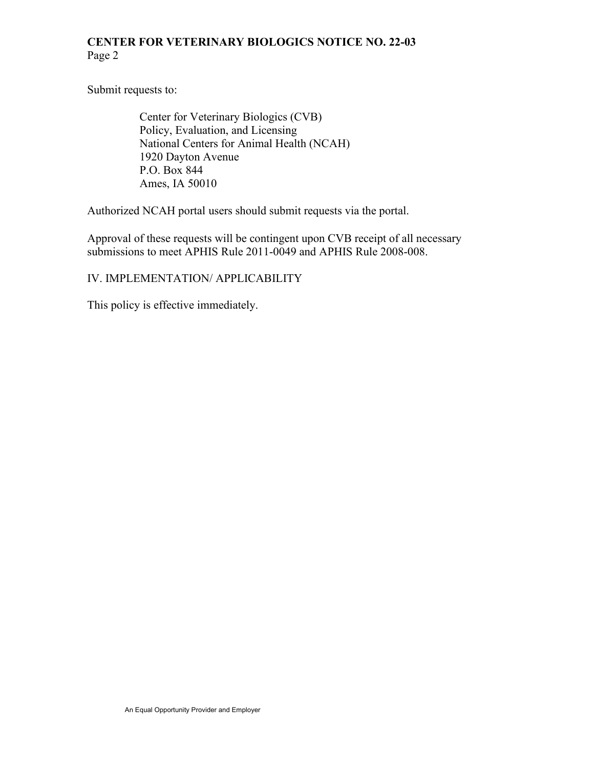Submit requests to:

> Center for Veterinary Biologics (CVB)
> Policy, Evaluation, and Licensing
> National Centers for Animal Health (NCAH)
> 1920 Dayton Avenue
> P.O. Box 844
> Ames, IA 50010

Authorized NCAH portal users should submit requests via the portal.

Approval of these requests will be contingent upon CVB receipt of all necessary submissions to meet APHIS Rule 2011-0049 and APHIS Rule 2008-008.

## IV. IMPLEMENTATION/ APPLICABILITY

This policy is effective immediately.

An Equal Opportunity Provider and Employer